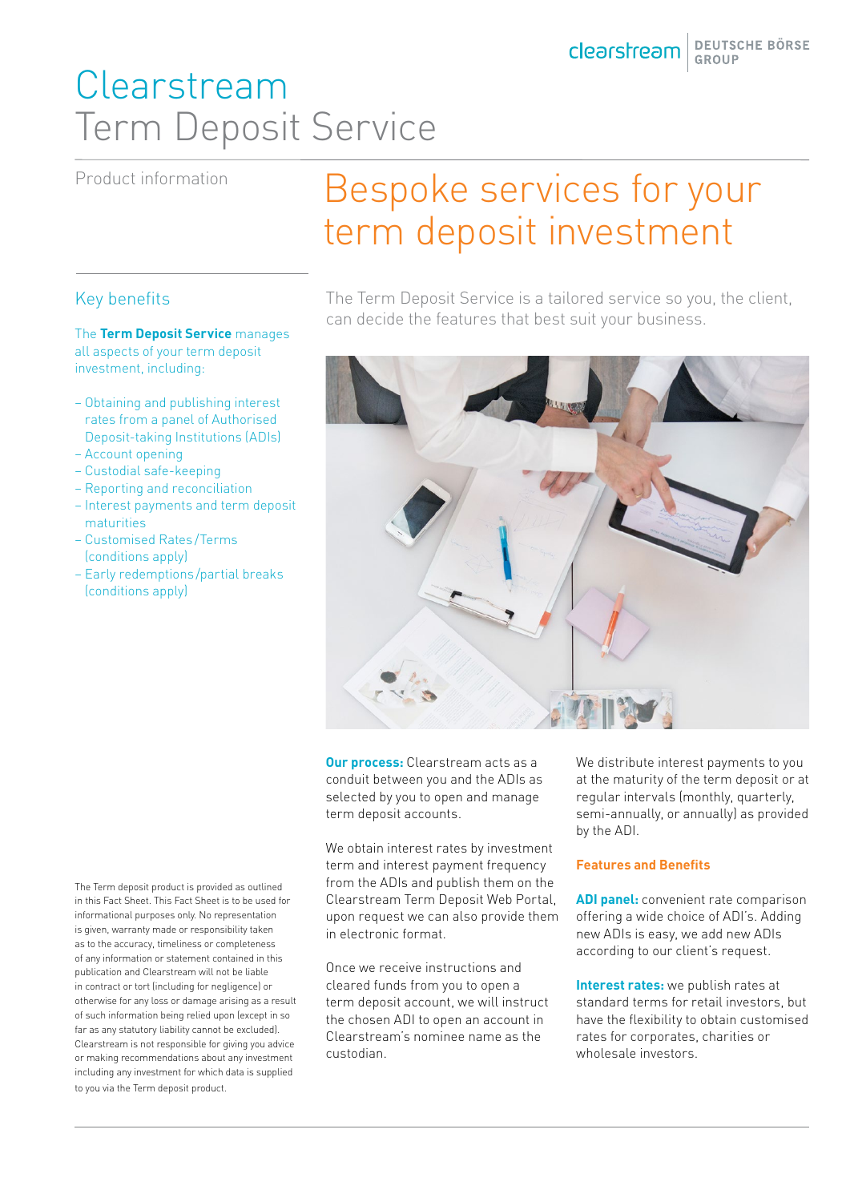# Clearstream Term Deposit Service

Product information

## Bespoke services for your term deposit investment

### Key benefits

The **Term Deposit Service** manages all aspects of your term deposit investment, including:

- Obtaining and publishing interest rates from a panel of Authorised Deposit-taking Institutions (ADIs)
- Account opening
- Custodial safe-keeping
- Reporting and reconciliation
- Interest payments and term deposit maturities
- Customised Rates/Terms (conditions apply)
- Early redemptions/partial breaks (conditions apply)

The Term Deposit Service is a tailored service so you, the client, can decide the features that best suit your business.

**Our process:** Clearstream acts as a conduit between you and the ADIs as selected by you to open and manage term deposit accounts.

We obtain interest rates by investment term and interest payment frequency from the ADIs and publish them on the Clearstream Term Deposit Web Portal, upon request we can also provide them in electronic format.

Once we receive instructions and cleared funds from you to open a term deposit account, we will instruct the chosen ADI to open an account in Clearstream's nominee name as the custodian.

We distribute interest payments to you at the maturity of the term deposit or at regular intervals (monthly, quarterly, semi-annually, or annually) as provided by the ADI.

### Features and Benefits

**ADI panel:** convenient rate comparison offering a wide choice of ADI's. Adding new ADIs is easy, we add new ADIs according to our client's request.

**Interest rates:** we publish rates at standard terms for retail investors, but have the flexibility to obtain customised rates for corporates, charities or wholesale investors.

The Term deposit product is provided as outlined in this Fact Sheet. This Fact Sheet is to be used for informational purposes only. No representation is given, warranty made or responsibility taken as to the accuracy, timeliness or completeness of any information or statement contained in this publication and Clearstream will not be liable in contract or tort (including for negligence) or otherwise for any loss or damage arising as a result of such information being relied upon (except in so far as any statutory liability cannot be excluded). Clearstream is not responsible for giving you advice or making recommendations about any investment including any investment for which data is supplied to you via the Term deposit product.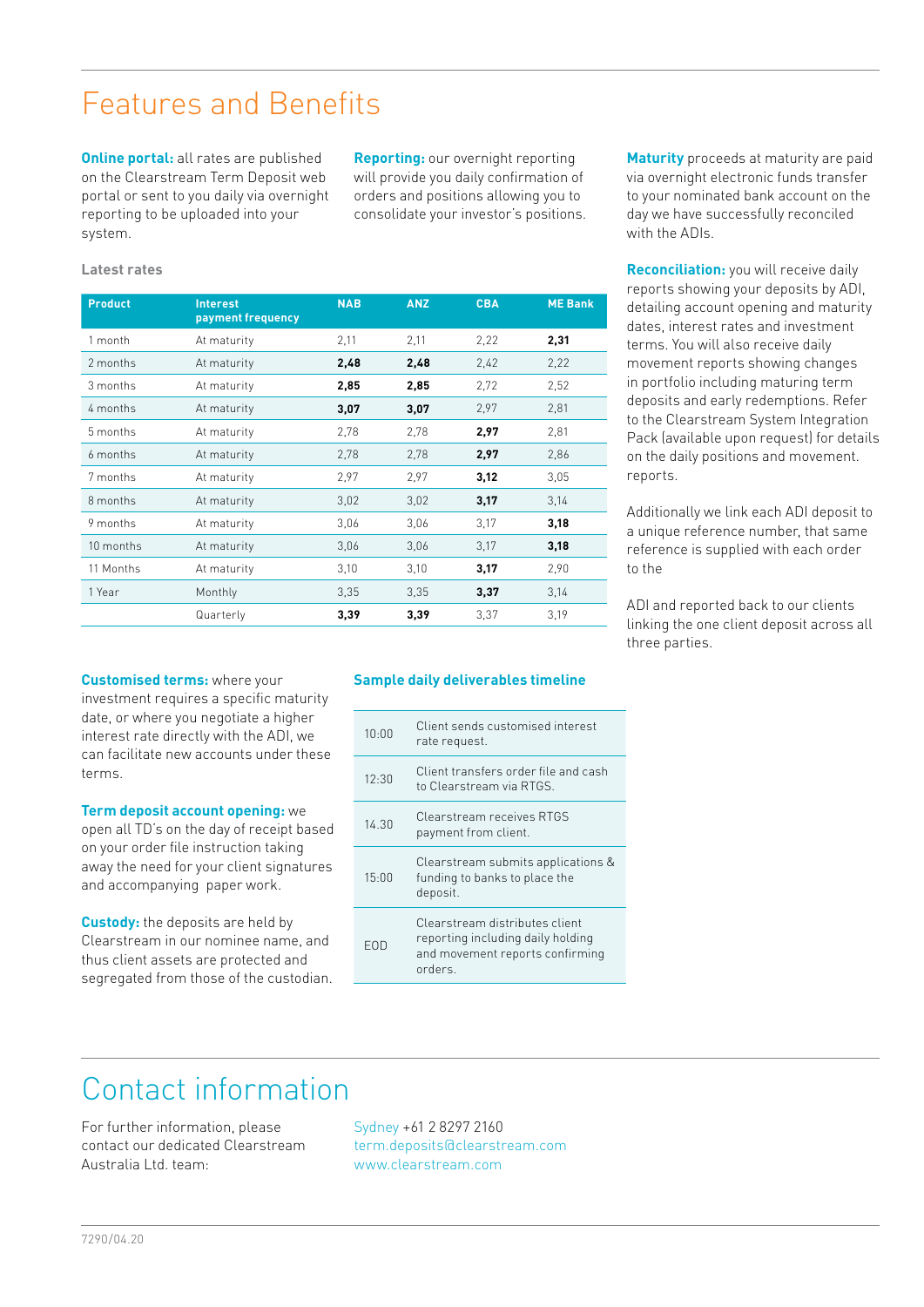# Features and Benefits

**Online portal:** all rates are published on the Clearstream Term Deposit web portal or sent to you daily via overnight reporting to be uploaded into your system.

**Reporting:** our overnight reporting will provide you daily confirmation of orders and positions allowing you to consolidate your investor's positions.

### Latest rates

| Product | Interest payment frequency | NAB | ANZ | CBA | ME Bank |
|---|---|---|---|---|---|
| 1 month | At maturity | 2,11 | 2,11 | 2,22 | **2,31** |
| 2 months | At maturity | **2,48** | **2,48** | 2,42 | 2,22 |
| 3 months | At maturity | **2,85** | **2,85** | 2,72 | 2,52 |
| 4 months | At maturity | **3,07** | **3,07** | 2,97 | 2,81 |
| 5 months | At maturity | 2,78 | 2,78 | **2,97** | 2,81 |
| 6 months | At maturity | 2,78 | 2,78 | **2,97** | 2,86 |
| 7 months | At maturity | 2,97 | 2,97 | **3,12** | 3,05 |
| 8 months | At maturity | 3,02 | 3,02 | **3,17** | 3,14 |
| 9 months | At maturity | 3,06 | 3,06 | 3,17 | **3,18** |
| 10 months | At maturity | 3,06 | 3,06 | 3,17 | **3,18** |
| 11 Months | At maturity | 3,10 | 3,10 | **3,17** | 2,90 |
| 1 Year | Monthly | 3,35 | 3,35 | **3,37** | 3,14 |
| | Quarterly | **3,39** | **3,39** | 3,37 | 3,19 |

**Maturity** proceeds at maturity are paid via overnight electronic funds transfer to your nominated bank account on the day we have successfully reconciled with the ADIs.

**Reconciliation:** you will receive daily reports showing your deposits by ADI, detailing account opening and maturity dates, interest rates and investment terms. You will also receive daily movement reports showing changes in portfolio including maturing term deposits and early redemptions. Refer to the Clearstream System Integration Pack (available upon request) for details on the daily positions and movement. reports.

Additionally we link each ADI deposit to a unique reference number, that same reference is supplied with each order to the

ADI and reported back to our clients linking the one client deposit across all three parties.

**Customised terms:** where your investment requires a specific maturity date, or where you negotiate a higher interest rate directly with the ADI, we can facilitate new accounts under these terms.

**Term deposit account opening:** we open all TD's on the day of receipt based on your order file instruction taking away the need for your client signatures and accompanying paper work.

**Custody:** the deposits are held by Clearstream in our nominee name, and thus client assets are protected and segregated from those of the custodian.

### Sample daily deliverables timeline

| | |
|---|---|
| 10:00 | Client sends customised interest rate request. |
| 12:30 | Client transfers order file and cash to Clearstream via RTGS. |
| 14.30 | Clearstream receives RTGS payment from client. |
| 15:00 | Clearstream submits applications & funding to banks to place the deposit. |
| EOD | Clearstream distributes client reporting including daily holding and movement reports confirming orders. |

# Contact information

For further information, please contact our dedicated Clearstream Australia Ltd. team:

Sydney +61 2 8297 2160
term.deposits@clearstream.com
www.clearstream.com

7290/04.20